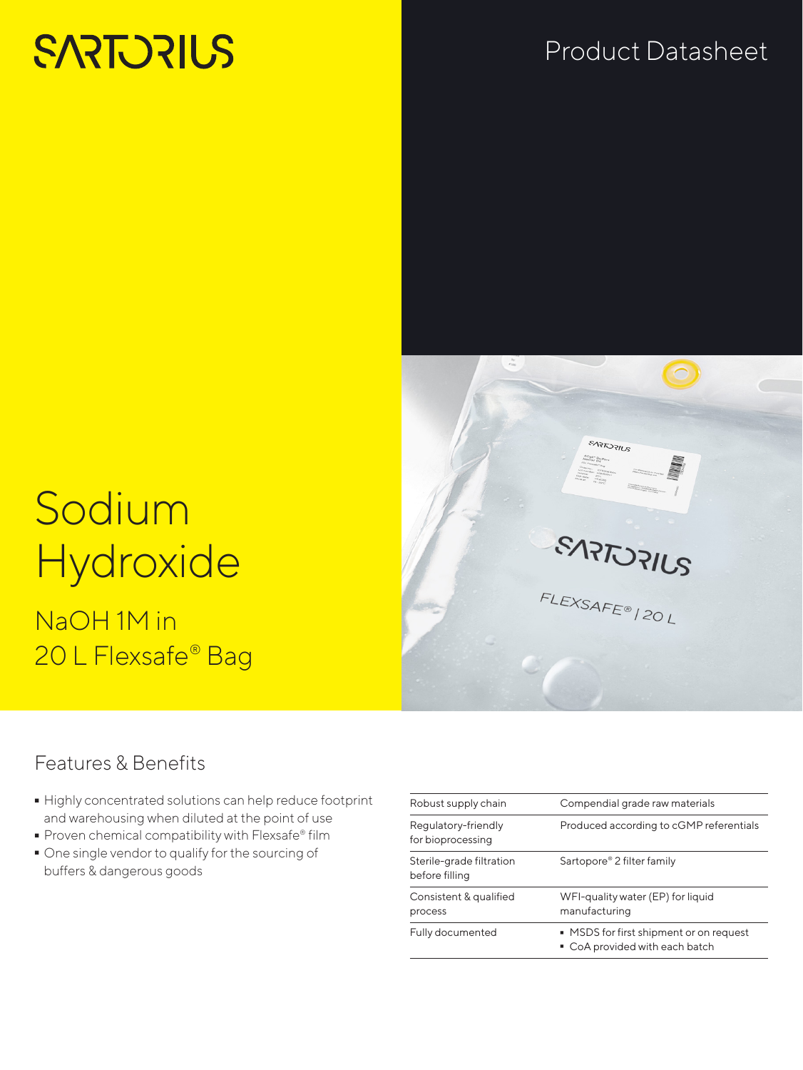SARTORIUS

Product Datasheet

# Sodium Hydroxide

## NaOH 1M in 20 L Flexsafe® Bag

## Features & Benefits

- Highly concentrated solutions can help reduce footprint and warehousing when diluted at the point of use
- Proven chemical compatibility with Flexsafe® film
- One single vendor to qualify for the sourcing of buffers & dangerous goods

| | |
|---|---|
| Robust supply chain | Compendial grade raw materials |
| Regulatory-friendly for bioprocessing | Produced according to cGMP referentials |
| Sterile-grade filtration before filling | Sartopore® 2 filter family |
| Consistent & qualified process | WFI-quality water (EP) for liquid manufacturing |
| Fully documented | ▪ MSDS for first shipment or on request<br>▪ CoA provided with each batch |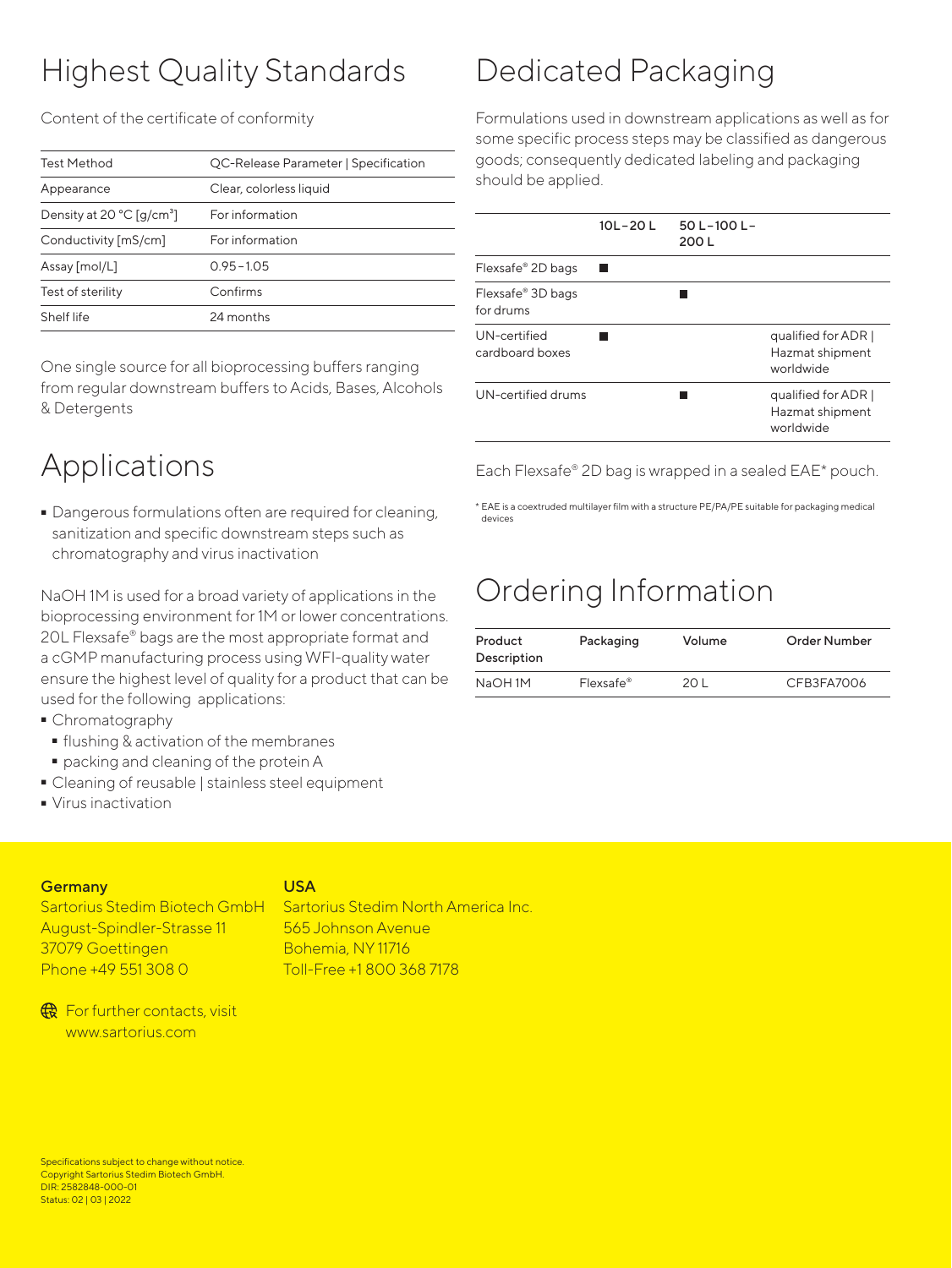## Highest Quality Standards

Content of the certificate of conformity

| Test Method | QC-Release Parameter \| Specification |
|---|---|
| Appearance | Clear, colorless liquid |
| Density at 20 °C [g/cm$^3$] | For information |
| Conductivity [mS/cm] | For information |
| Assay [mol/L] | 0.95 – 1.05 |
| Test of sterility | Confirms |
| Shelf life | 24 months |

One single source for all bioprocessing buffers ranging from regular downstream buffers to Acids, Bases, Alcohols & Detergents

## Applications

- Dangerous formulations often are required for cleaning, sanitization and specific downstream steps such as chromatography and virus inactivation

NaOH 1M is used for a broad variety of applications in the bioprocessing environment for 1M or lower concentrations. 20L Flexsafe® bags are the most appropriate format and a cGMP manufacturing process using WFI-quality water ensure the highest level of quality for a product that can be used for the following applications:

- Chromatography
  - flushing & activation of the membranes
  - packing and cleaning of the protein A
- Cleaning of reusable | stainless steel equipment
- Virus inactivation

## Dedicated Packaging

Formulations used in downstream applications as well as for some specific process steps may be classified as dangerous goods; consequently dedicated labeling and packaging should be applied.

| | 10L – 20 L | 50 L – 100 L – 200 L | |
|---|---|---|---|
| Flexsafe® 2D bags | ■ | | |
| Flexsafe® 3D bags for drums | | ■ | |
| UN-certified cardboard boxes | ■ | | qualified for ADR \| Hazmat shipment worldwide |
| UN-certified drums | | ■ | qualified for ADR \| Hazmat shipment worldwide |

Each Flexsafe® 2D bag is wrapped in a sealed EAE* pouch.

\* EAE is a coextruded multilayer film with a structure PE/PA/PE suitable for packaging medical devices

## Ordering Information

| Product Description | Packaging | Volume | Order Number |
|---|---|---|---|
| NaOH 1M | Flexsafe® | 20 L | CFB3FA7006 |

**Germany**
Sartorius Stedim Biotech GmbH
August-Spindler-Strasse 11
37079 Goettingen
Phone +49 551 308 0

**USA**
Sartorius Stedim North America Inc.
565 Johnson Avenue
Bohemia, NY 11716
Toll-Free +1 800 368 7178

For further contacts, visit www.sartorius.com

Specifications subject to change without notice.
Copyright Sartorius Stedim Biotech GmbH.
DIR: 2582848-000-01
Status: 02 | 03 | 2022